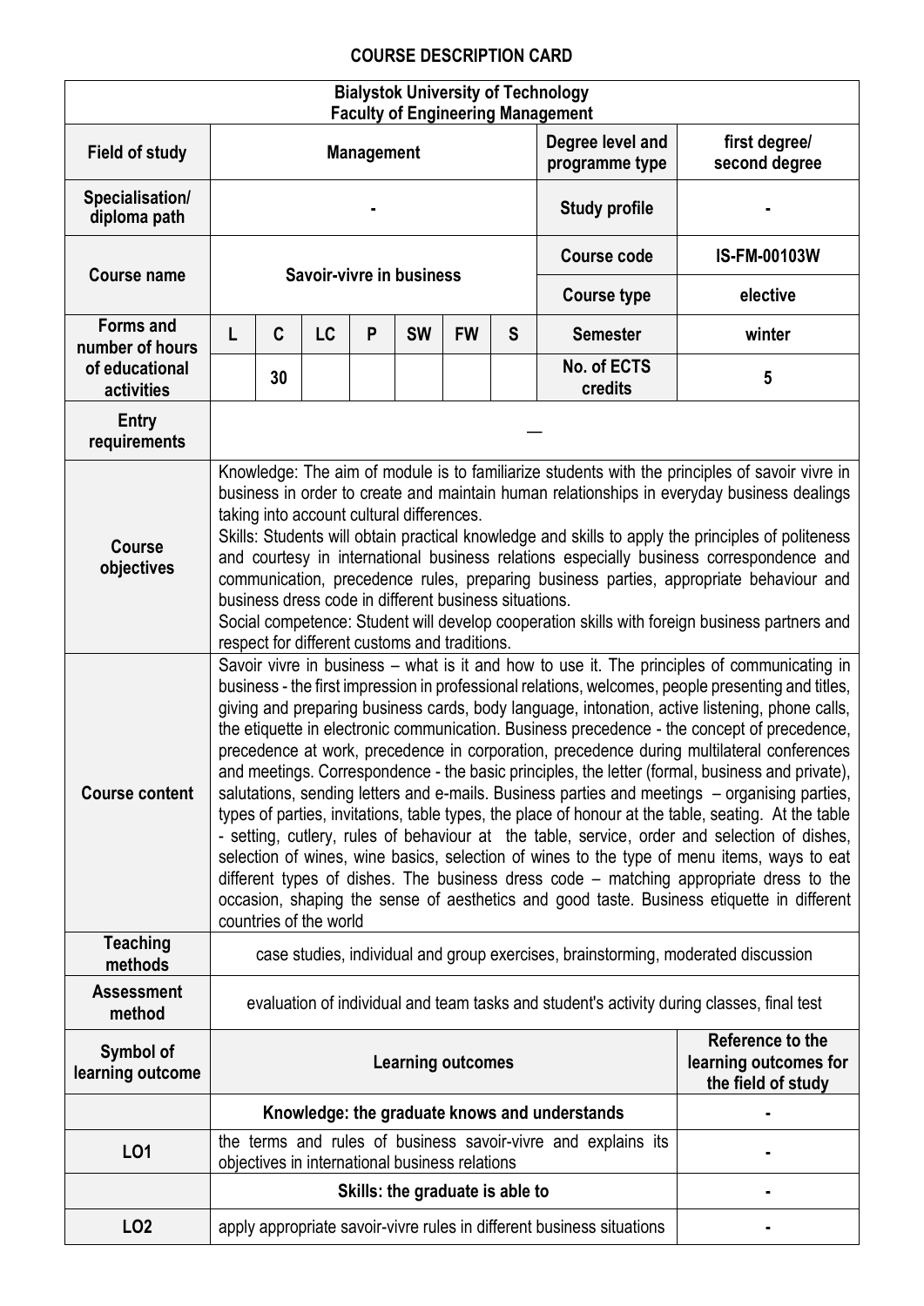# COURSE DESCRIPTION CARD

| Bialystok University of Technology<br>Faculty of Engineering Management | | | | | | | | | |
|---|---|---|---|---|---|---|---|---|---|
| **Field of study** | **Management** | | | | | | | **Degree level and programme type** | **first degree/ second degree** |
| **Specialisation/ diploma path** | - | | | | | | | **Study profile** | - |
| **Course name** | **Savoir-vivre in business** | | | | | | | **Course code** | **IS-FM-00103W** |
| | | | | | | | | **Course type** | **elective** |
| **Forms and number of hours of educational activities** | **L** | **C** | **LC** | **P** | **SW** | **FW** | **S** | **Semester** | **winter** |
| | | **30** | | | | | | **No. of ECTS credits** | **5** |
| **Entry requirements** | — | | | | | | | | |
| **Course objectives** | Knowledge: The aim of module is to familiarize students with the principles of savoir vivre in business in order to create and maintain human relationships in everyday business dealings taking into account cultural differences.<br>Skills: Students will obtain practical knowledge and skills to apply the principles of politeness and courtesy in international business relations especially business correspondence and communication, precedence rules, preparing business parties, appropriate behaviour and business dress code in different business situations.<br>Social competence: Student will develop cooperation skills with foreign business partners and respect for different customs and traditions. | | | | | | | | |
| **Course content** | Savoir vivre in business – what is it and how to use it. The principles of communicating in business - the first impression in professional relations, welcomes, people presenting and titles, giving and preparing business cards, body language, intonation, active listening, phone calls, the etiquette in electronic communication. Business precedence - the concept of precedence, precedence at work, precedence in corporation, precedence during multilateral conferences and meetings. Correspondence - the basic principles, the letter (formal, business and private), salutations, sending letters and e-mails. Business parties and meetings – organising parties, types of parties, invitations, table types, the place of honour at the table, seating. At the table - setting, cutlery, rules of behaviour at the table, service, order and selection of dishes, selection of wines, wine basics, selection of wines to the type of menu items, ways to eat different types of dishes. The business dress code – matching appropriate dress to the occasion, shaping the sense of aesthetics and good taste. Business etiquette in different countries of the world | | | | | | | | |
| **Teaching methods** | case studies, individual and group exercises, brainstorming, moderated discussion | | | | | | | | |
| **Assessment method** | evaluation of individual and team tasks and student's activity during classes, final test | | | | | | | | |
| **Symbol of learning outcome** | **Learning outcomes** | | | | | | | | **Reference to the learning outcomes for the field of study** |
| | **Knowledge: the graduate knows and understands** | | | | | | | | - |
| **LO1** | the terms and rules of business savoir-vivre and explains its objectives in international business relations | | | | | | | | - |
| | **Skills: the graduate is able to** | | | | | | | | - |
| **LO2** | apply appropriate savoir-vivre rules in different business situations | | | | | | | | - |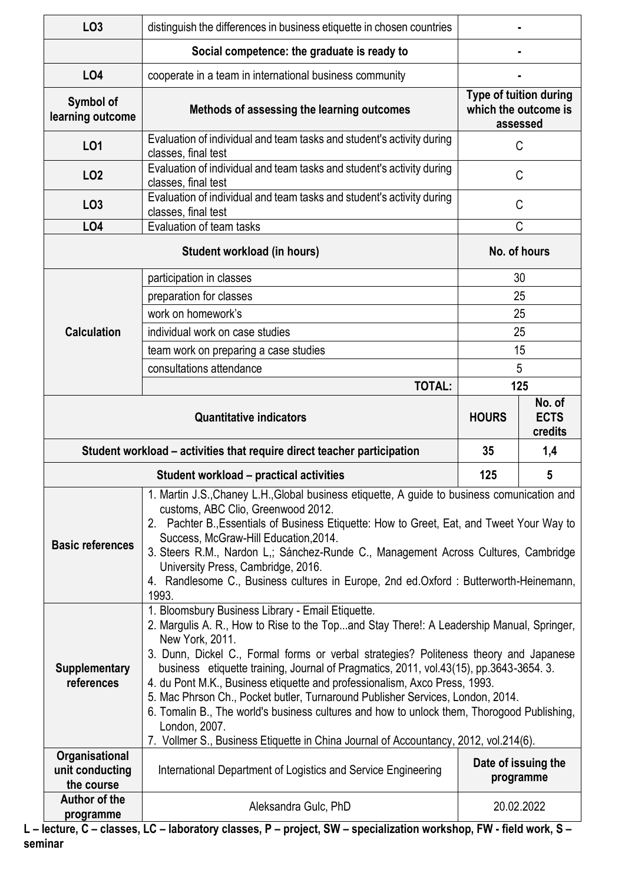| | | |
|---|---|---|
| **LO3** | distinguish the differences in business etiquette in chosen countries | - |
| | **Social competence: the graduate is ready to** | - |
| **LO4** | cooperate in a team in international business community | - |
| **Symbol of learning outcome** | **Methods of assessing the learning outcomes** | **Type of tuition during which the outcome is assessed** |
| **LO1** | Evaluation of individual and team tasks and student's activity during classes, final test | C |
| **LO2** | Evaluation of individual and team tasks and student's activity during classes, final test | C |
| **LO3** | Evaluation of individual and team tasks and student's activity during classes, final test | C |
| **LO4** | Evaluation of team tasks | C |

| **Student workload (in hours)** | | **No. of hours** |
|---|---|---|
| **Calculation** | participation in classes | 30 |
| | preparation for classes | 25 |
| | work on homework's | 25 |
| | individual work on case studies | 25 |
| | team work on preparing a case studies | 15 |
| | consultations attendance | 5 |
| | **TOTAL:** | **125** |

| **Quantitative indicators** | **HOURS** | **No. of ECTS credits** |
|---|---|---|
| **Student workload – activities that require direct teacher participation** | **35** | **1,4** |
| **Student workload – practical activities** | **125** | **5** |

| | |
|---|---|
| **Basic references** | 1. Martin J.S.,Chaney L.H.,Global business etiquette, A guide to business comunication and customs, ABC Clio, Greenwood 2012.<br>2. Pachter B.,Essentials of Business Etiquette: How to Greet, Eat, and Tweet Your Way to Success, McGraw-Hill Education,2014.<br>3. Steers R.M., Nardon L,; Sánchez-Runde C., Management Across Cultures, Cambridge University Press, Cambridge, 2016.<br>4. Randlesome C., Business cultures in Europe, 2nd ed.Oxford : Butterworth-Heinemann, 1993. |
| **Supplementary references** | 1. Bloomsbury Business Library - Email Etiquette.<br>2. Margulis A. R., How to Rise to the Top...and Stay There!: A Leadership Manual, Springer, New York, 2011.<br>3. Dunn, Dickel C., Formal forms or verbal strategies? Politeness theory and Japanese business etiquette training, Journal of Pragmatics, 2011, vol.43(15), pp.3643-3654. 3.<br>4. du Pont M.K., Business etiquette and professionalism, Axco Press, 1993.<br>5. Mac Phrson Ch., Pocket butler, Turnaround Publisher Services, London, 2014.<br>6. Tomalin B., The world's business cultures and how to unlock them, Thorogood Publishing, London, 2007.<br>7. Vollmer S., Business Etiquette in China Journal of Accountancy, 2012, vol.214(6). |

| | | |
|---|---|---|
| **Organisational unit conducting the course** | International Department of Logistics and Service Engineering | **Date of issuing the programme** |
| **Author of the programme** | Aleksandra Gulc, PhD | 20.02.2022 |

**L – lecture, C – classes, LC – laboratory classes, P – project, SW – specialization workshop, FW - field work, S – seminar**